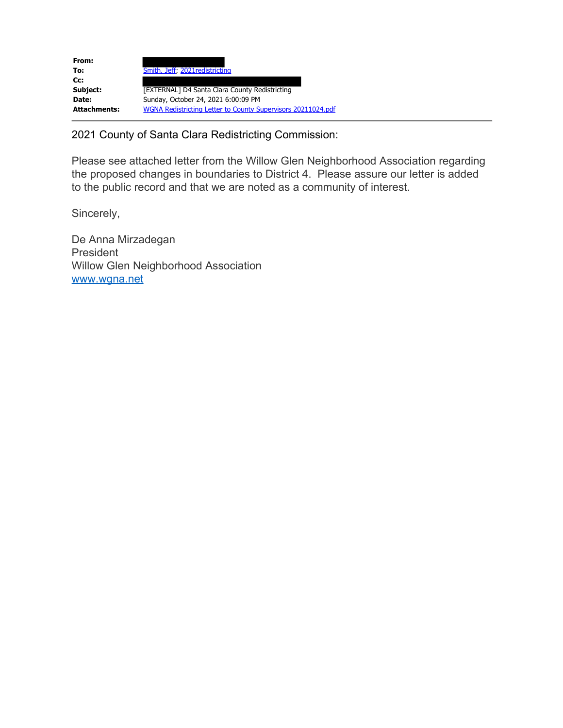| | |
|---|---|
| **From:** | |
| **To:** | Smith, Jeff; 2021redistricting |
| **Cc:** | |
| **Subject:** | [EXTERNAL] D4 Santa Clara County Redistricting |
| **Date:** | Sunday, October 24, 2021 6:00:09 PM |
| **Attachments:** | WGNA Redistricting Letter to County Supervisors 20211024.pdf |

2021 County of Santa Clara Redistricting Commission:

Please see attached letter from the Willow Glen Neighborhood Association regarding the proposed changes in boundaries to District 4. Please assure our letter is added to the public record and that we are noted as a community of interest.

Sincerely,

De Anna Mirzadegan
President
Willow Glen Neighborhood Association
www.wgna.net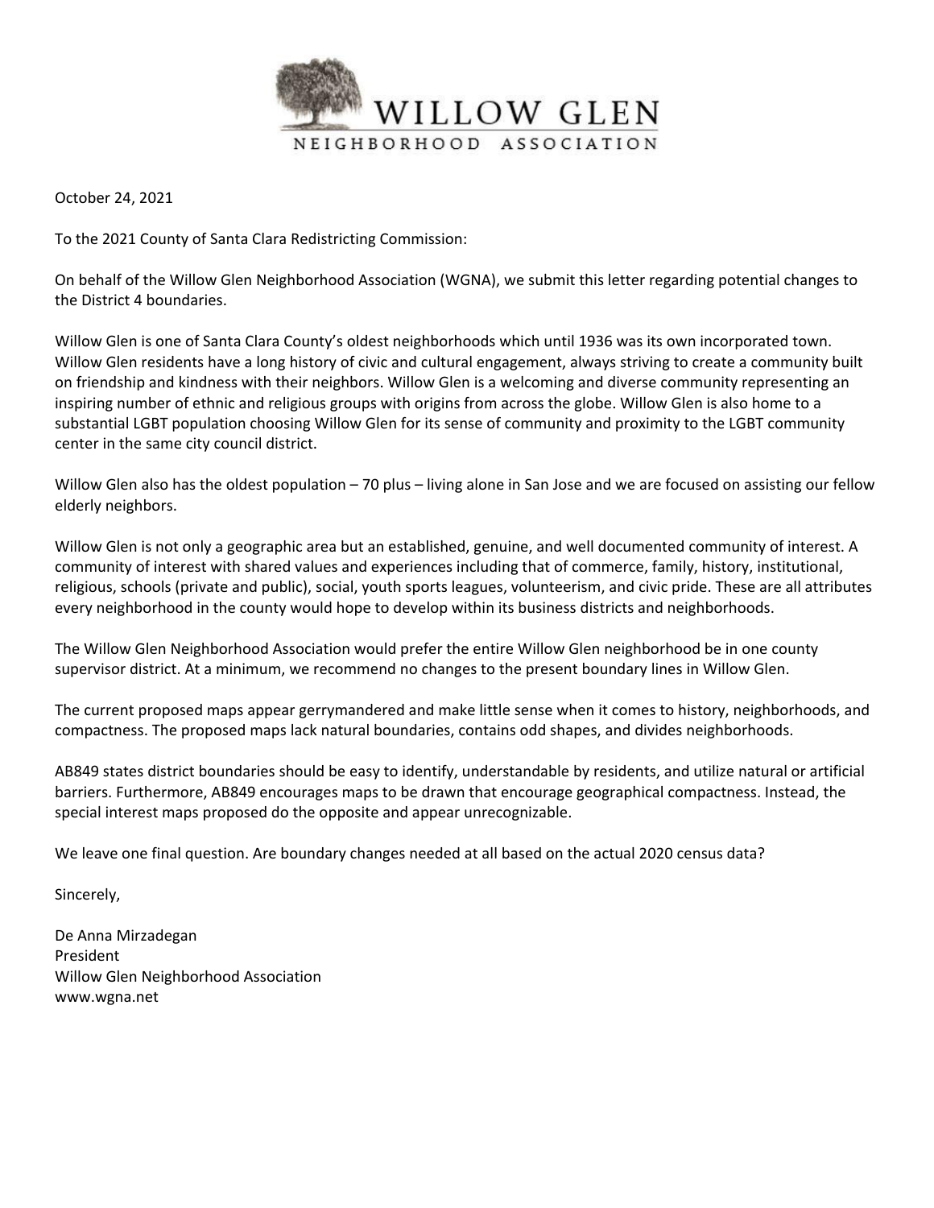WILLOW GLEN

NEIGHBORHOOD ASSOCIATION

October 24, 2021

To the 2021 County of Santa Clara Redistricting Commission:

On behalf of the Willow Glen Neighborhood Association (WGNA), we submit this letter regarding potential changes to the District 4 boundaries.

Willow Glen is one of Santa Clara County's oldest neighborhoods which until 1936 was its own incorporated town. Willow Glen residents have a long history of civic and cultural engagement, always striving to create a community built on friendship and kindness with their neighbors. Willow Glen is a welcoming and diverse community representing an inspiring number of ethnic and religious groups with origins from across the globe. Willow Glen is also home to a substantial LGBT population choosing Willow Glen for its sense of community and proximity to the LGBT community center in the same city council district.

Willow Glen also has the oldest population – 70 plus – living alone in San Jose and we are focused on assisting our fellow elderly neighbors.

Willow Glen is not only a geographic area but an established, genuine, and well documented community of interest. A community of interest with shared values and experiences including that of commerce, family, history, institutional, religious, schools (private and public), social, youth sports leagues, volunteerism, and civic pride. These are all attributes every neighborhood in the county would hope to develop within its business districts and neighborhoods.

The Willow Glen Neighborhood Association would prefer the entire Willow Glen neighborhood be in one county supervisor district. At a minimum, we recommend no changes to the present boundary lines in Willow Glen.

The current proposed maps appear gerrymandered and make little sense when it comes to history, neighborhoods, and compactness. The proposed maps lack natural boundaries, contains odd shapes, and divides neighborhoods.

AB849 states district boundaries should be easy to identify, understandable by residents, and utilize natural or artificial barriers. Furthermore, AB849 encourages maps to be drawn that encourage geographical compactness. Instead, the special interest maps proposed do the opposite and appear unrecognizable.

We leave one final question. Are boundary changes needed at all based on the actual 2020 census data?

Sincerely,

De Anna Mirzadegan  
President  
Willow Glen Neighborhood Association  
www.wgna.net